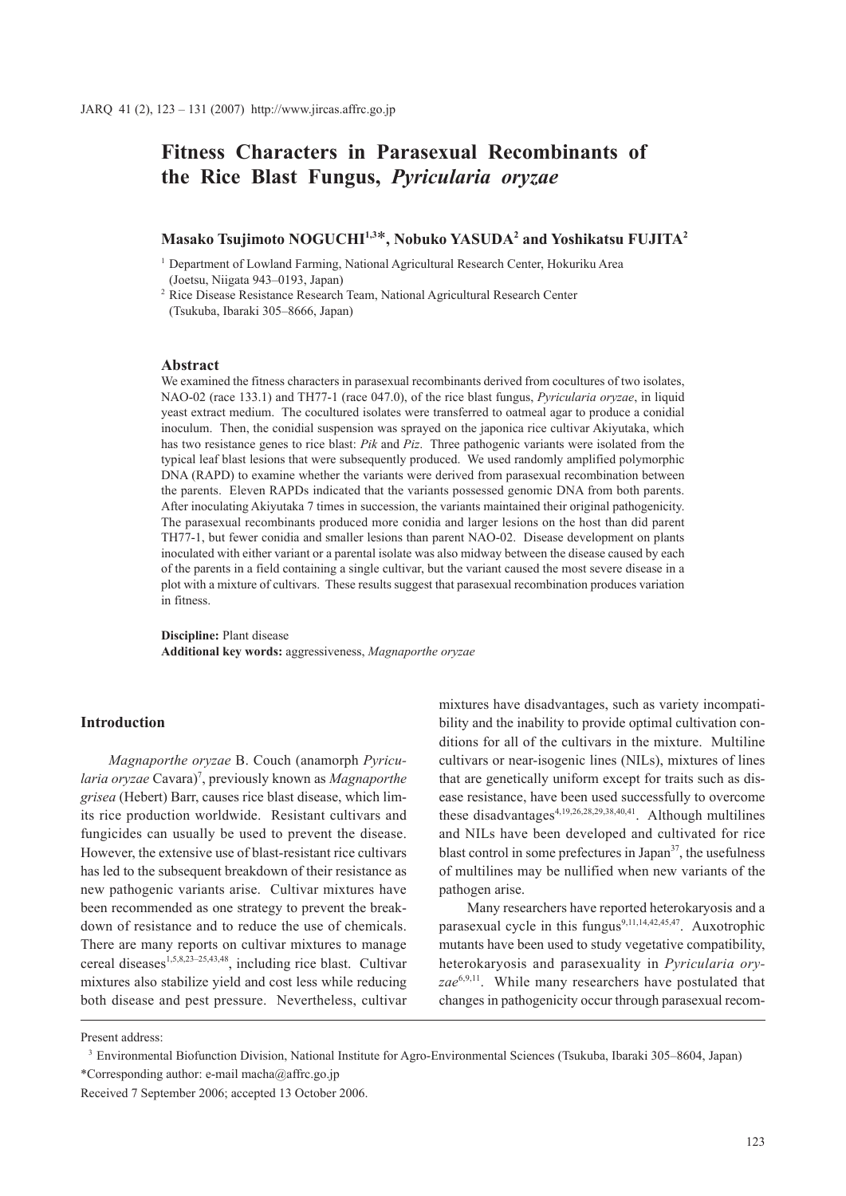# Fitness Characters in Parasexual Recombinants of the Rice Blast Fungus, *Pyricularia oryzae*

**Masako Tsujimoto NOGUCHI[1,3]*, Nobuko YASUDA[2] and Yoshikatsu FUJITA[2]**

[1] Department of Lowland Farming, National Agricultural Research Center, Hokuriku Area (Joetsu, Niigata 943–0193, Japan)

[2] Rice Disease Resistance Research Team, National Agricultural Research Center (Tsukuba, Ibaraki 305–8666, Japan)

## Abstract

We examined the fitness characters in parasexual recombinants derived from cocultures of two isolates, NAO-02 (race 133.1) and TH77-1 (race 047.0), of the rice blast fungus, *Pyricularia oryzae*, in liquid yeast extract medium. The cocultured isolates were transferred to oatmeal agar to produce a conidial inoculum. Then, the conidial suspension was sprayed on the japonica rice cultivar Akiyutaka, which has two resistance genes to rice blast: *Pik* and *Piz*. Three pathogenic variants were isolated from the typical leaf blast lesions that were subsequently produced. We used randomly amplified polymorphic DNA (RAPD) to examine whether the variants were derived from parasexual recombination between the parents. Eleven RAPDs indicated that the variants possessed genomic DNA from both parents. After inoculating Akiyutaka 7 times in succession, the variants maintained their original pathogenicity. The parasexual recombinants produced more conidia and larger lesions on the host than did parent TH77-1, but fewer conidia and smaller lesions than parent NAO-02. Disease development on plants inoculated with either variant or a parental isolate was also midway between the disease caused by each of the parents in a field containing a single cultivar, but the variant caused the most severe disease in a plot with a mixture of cultivars. These results suggest that parasexual recombination produces variation in fitness.

**Discipline:** Plant disease
**Additional key words:** aggressiveness, *Magnaporthe oryzae*

## Introduction

*Magnaporthe oryzae* B. Couch (anamorph *Pyricularia oryzae* Cavara)[7], previously known as *Magnaporthe grisea* (Hebert) Barr, causes rice blast disease, which limits rice production worldwide. Resistant cultivars and fungicides can usually be used to prevent the disease. However, the extensive use of blast-resistant rice cultivars has led to the subsequent breakdown of their resistance as new pathogenic variants arise. Cultivar mixtures have been recommended as one strategy to prevent the breakdown of resistance and to reduce the use of chemicals. There are many reports on cultivar mixtures to manage cereal diseases[1,5,8,23–25,43,48], including rice blast. Cultivar mixtures also stabilize yield and cost less while reducing both disease and pest pressure. Nevertheless, cultivar mixtures have disadvantages, such as variety incompatibility and the inability to provide optimal cultivation conditions for all of the cultivars in the mixture. Multiline cultivars or near-isogenic lines (NILs), mixtures of lines that are genetically uniform except for traits such as disease resistance, have been used successfully to overcome these disadvantages[4,19,26,28,29,38,40,41]. Although multilines and NILs have been developed and cultivated for rice blast control in some prefectures in Japan[37], the usefulness of multilines may be nullified when new variants of the pathogen arise.

Many researchers have reported heterokaryosis and a parasexual cycle in this fungus[9,11,14,42,45,47]. Auxotrophic mutants have been used to study vegetative compatibility, heterokaryosis and parasexuality in *Pyricularia oryzae*[6,9,11]. While many researchers have postulated that changes in pathogenicity occur through parasexual recom-

---

Present address:

[3] Environmental Biofunction Division, National Institute for Agro-Environmental Sciences (Tsukuba, Ibaraki 305–8604, Japan)

*Corresponding author: e-mail macha@affrc.go.jp

Received 7 September 2006; accepted 13 October 2006.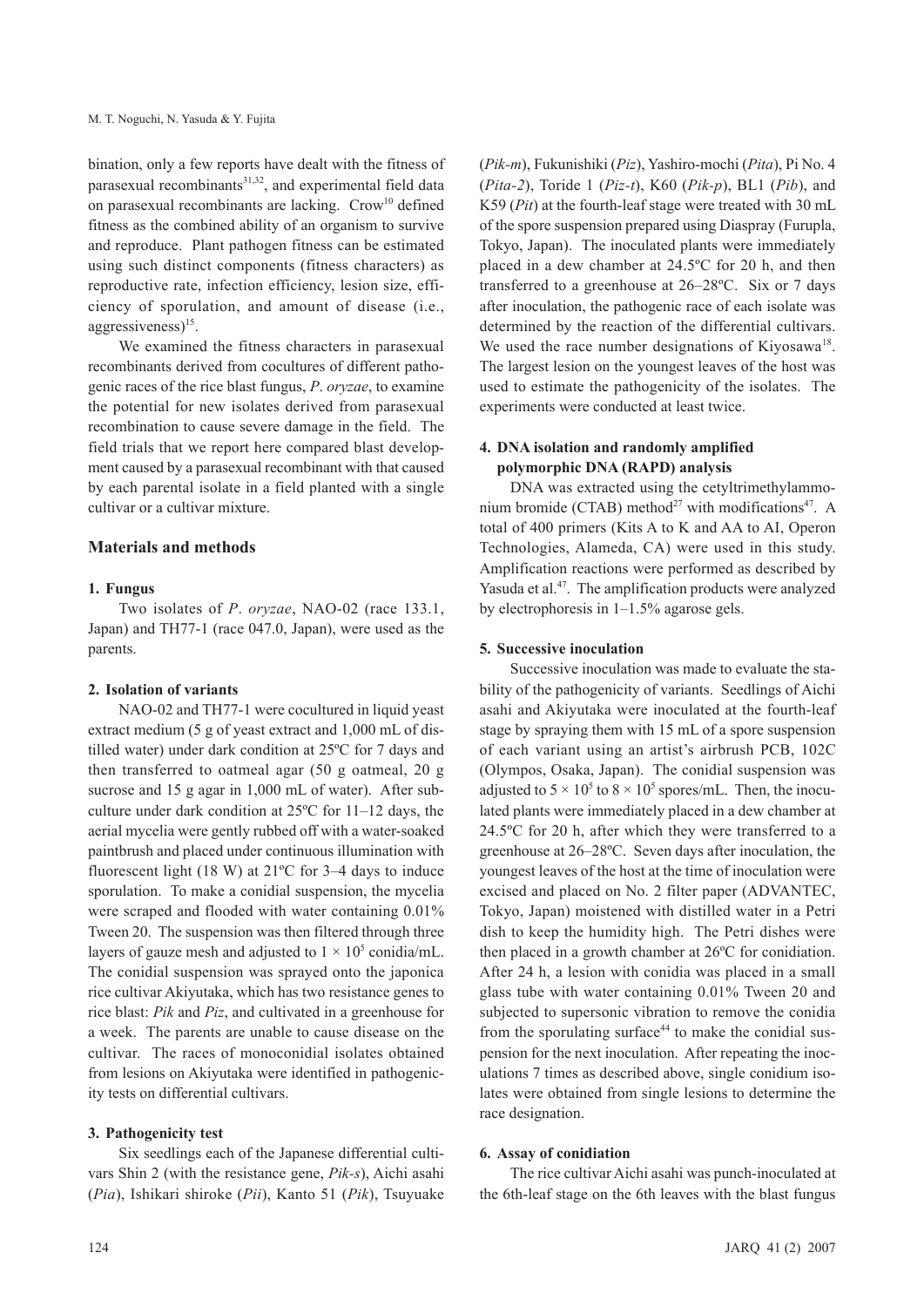bination, only a few reports have dealt with the fitness of parasexual recombinants[31,32], and experimental field data on parasexual recombinants are lacking. Crow[10] defined fitness as the combined ability of an organism to survive and reproduce. Plant pathogen fitness can be estimated using such distinct components (fitness characters) as reproductive rate, infection efficiency, lesion size, efficiency of sporulation, and amount of disease (i.e., aggressiveness)[15].

We examined the fitness characters in parasexual recombinants derived from cocultures of different pathogenic races of the rice blast fungus, *P. oryzae*, to examine the potential for new isolates derived from parasexual recombination to cause severe damage in the field. The field trials that we report here compared blast development caused by a parasexual recombinant with that caused by each parental isolate in a field planted with a single cultivar or a cultivar mixture.

## Materials and methods

### 1. Fungus

Two isolates of *P. oryzae*, NAO-02 (race 133.1, Japan) and TH77-1 (race 047.0, Japan), were used as the parents.

### 2. Isolation of variants

NAO-02 and TH77-1 were cocultured in liquid yeast extract medium (5 g of yeast extract and 1,000 mL of distilled water) under dark condition at 25ºC for 7 days and then transferred to oatmeal agar (50 g oatmeal, 20 g sucrose and 15 g agar in 1,000 mL of water). After subculture under dark condition at 25ºC for 11–12 days, the aerial mycelia were gently rubbed off with a water-soaked paintbrush and placed under continuous illumination with fluorescent light (18 W) at 21ºC for 3–4 days to induce sporulation. To make a conidial suspension, the mycelia were scraped and flooded with water containing 0.01% Tween 20. The suspension was then filtered through three layers of gauze mesh and adjusted to $1 \times 10^5$ conidia/mL. The conidial suspension was sprayed onto the japonica rice cultivar Akiyutaka, which has two resistance genes to rice blast: *Pik* and *Piz*, and cultivated in a greenhouse for a week. The parents are unable to cause disease on the cultivar. The races of monoconidial isolates obtained from lesions on Akiyutaka were identified in pathogenicity tests on differential cultivars.

### 3. Pathogenicity test

Six seedlings each of the Japanese differential cultivars Shin 2 (with the resistance gene, *Pik-s*), Aichi asahi (*Pia*), Ishikari shiroke (*Pii*), Kanto 51 (*Pik*), Tsuyuake (*Pik-m*), Fukunishiki (*Piz*), Yashiro-mochi (*Pita*), Pi No. 4 (*Pita-2*), Toride 1 (*Piz-t*), K60 (*Pik-p*), BL1 (*Pib*), and K59 (*Pit*) at the fourth-leaf stage were treated with 30 mL of the spore suspension prepared using Diaspray (Furupla, Tokyo, Japan). The inoculated plants were immediately placed in a dew chamber at 24.5ºC for 20 h, and then transferred to a greenhouse at 26–28ºC. Six or 7 days after inoculation, the pathogenic race of each isolate was determined by the reaction of the differential cultivars. We used the race number designations of Kiyosawa[18]. The largest lesion on the youngest leaves of the host was used to estimate the pathogenicity of the isolates. The experiments were conducted at least twice.

### 4. DNA isolation and randomly amplified polymorphic DNA (RAPD) analysis

DNA was extracted using the cetyltrimethylammonium bromide (CTAB) method[27] with modifications[47]. A total of 400 primers (Kits A to K and AA to AI, Operon Technologies, Alameda, CA) were used in this study. Amplification reactions were performed as described by Yasuda et al.[47]. The amplification products were analyzed by electrophoresis in 1–1.5% agarose gels.

### 5. Successive inoculation

Successive inoculation was made to evaluate the stability of the pathogenicity of variants. Seedlings of Aichi asahi and Akiyutaka were inoculated at the fourth-leaf stage by spraying them with 15 mL of a spore suspension of each variant using an artist's airbrush PCB, 102C (Olympos, Osaka, Japan). The conidial suspension was adjusted to $5 \times 10^5$ to $8 \times 10^5$ spores/mL. Then, the inoculated plants were immediately placed in a dew chamber at 24.5ºC for 20 h, after which they were transferred to a greenhouse at 26–28ºC. Seven days after inoculation, the youngest leaves of the host at the time of inoculation were excised and placed on No. 2 filter paper (ADVANTEC, Tokyo, Japan) moistened with distilled water in a Petri dish to keep the humidity high. The Petri dishes were then placed in a growth chamber at 26ºC for conidiation. After 24 h, a lesion with conidia was placed in a small glass tube with water containing 0.01% Tween 20 and subjected to supersonic vibration to remove the conidia from the sporulating surface[44] to make the conidial suspension for the next inoculation. After repeating the inoculations 7 times as described above, single conidium isolates were obtained from single lesions to determine the race designation.

### 6. Assay of conidiation

The rice cultivar Aichi asahi was punch-inoculated at the 6th-leaf stage on the 6th leaves with the blast fungus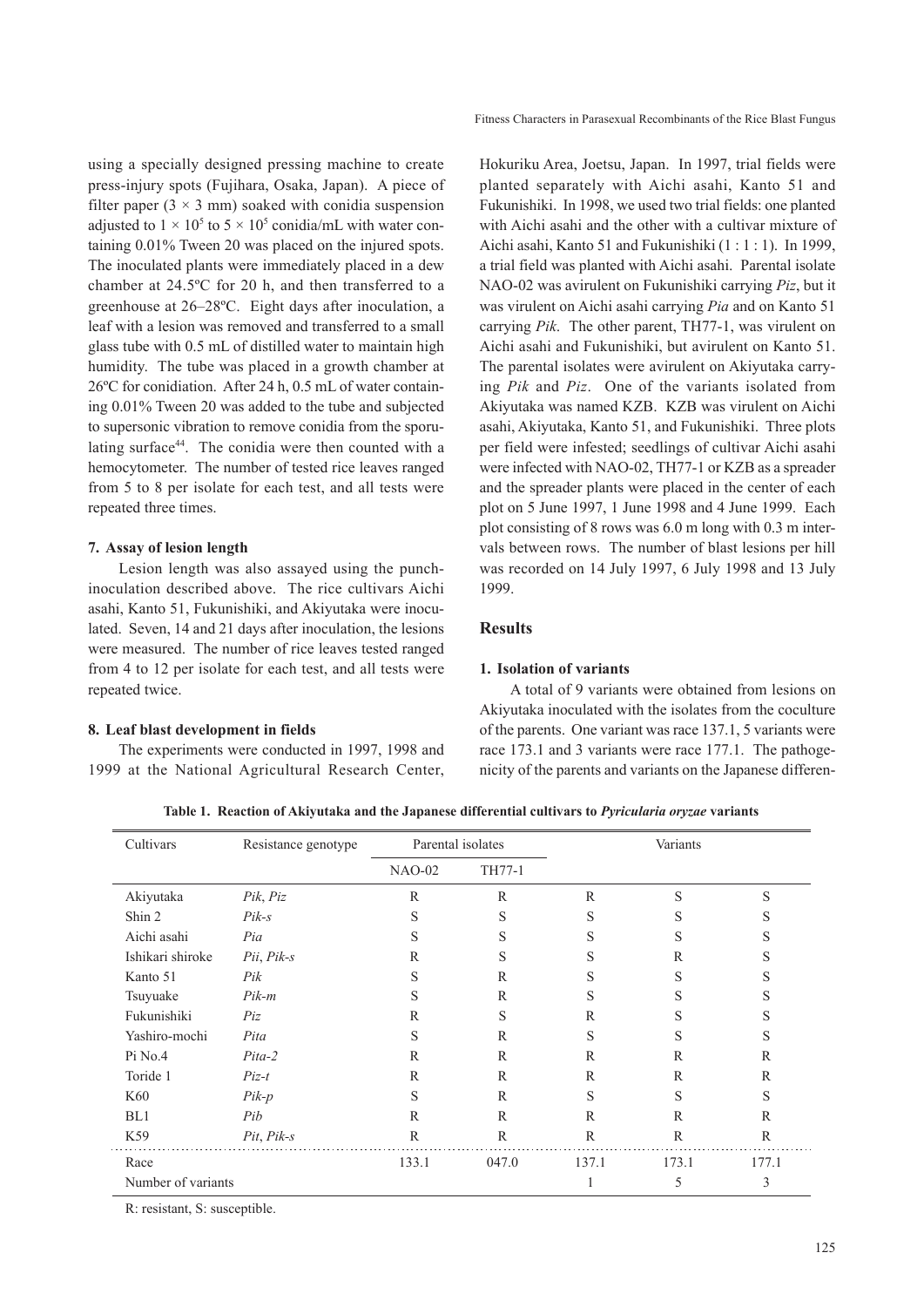using a specially designed pressing machine to create press-injury spots (Fujihara, Osaka, Japan). A piece of filter paper ($3 \times 3$ mm) soaked with conidia suspension adjusted to $1 \times 10^5$ to $5 \times 10^5$ conidia/mL with water containing 0.01% Tween 20 was placed on the injured spots. The inoculated plants were immediately placed in a dew chamber at 24.5ºC for 20 h, and then transferred to a greenhouse at 26–28ºC. Eight days after inoculation, a leaf with a lesion was removed and transferred to a small glass tube with 0.5 mL of distilled water to maintain high humidity. The tube was placed in a growth chamber at 26ºC for conidiation. After 24 h, 0.5 mL of water containing 0.01% Tween 20 was added to the tube and subjected to supersonic vibration to remove conidia from the sporulating surface[44]. The conidia were then counted with a hemocytometer. The number of tested rice leaves ranged from 5 to 8 per isolate for each test, and all tests were repeated three times.

#### 7. Assay of lesion length

Lesion length was also assayed using the punch-inoculation described above. The rice cultivars Aichi asahi, Kanto 51, Fukunishiki, and Akiyutaka were inoculated. Seven, 14 and 21 days after inoculation, the lesions were measured. The number of rice leaves tested ranged from 4 to 12 per isolate for each test, and all tests were repeated twice.

#### 8. Leaf blast development in fields

The experiments were conducted in 1997, 1998 and 1999 at the National Agricultural Research Center, Hokuriku Area, Joetsu, Japan. In 1997, trial fields were planted separately with Aichi asahi, Kanto 51 and Fukunishiki. In 1998, we used two trial fields: one planted with Aichi asahi and the other with a cultivar mixture of Aichi asahi, Kanto 51 and Fukunishiki (1 : 1 : 1). In 1999, a trial field was planted with Aichi asahi. Parental isolate NAO-02 was avirulent on Fukunishiki carrying *Piz*, but it was virulent on Aichi asahi carrying *Pia* and on Kanto 51 carrying *Pik*. The other parent, TH77-1, was virulent on Aichi asahi and Fukunishiki, but avirulent on Kanto 51. The parental isolates were avirulent on Akiyutaka carrying *Pik* and *Piz*. One of the variants isolated from Akiyutaka was named KZB. KZB was virulent on Aichi asahi, Akiyutaka, Kanto 51, and Fukunishiki. Three plots per field were infested; seedlings of cultivar Aichi asahi were infected with NAO-02, TH77-1 or KZB as a spreader and the spreader plants were placed in the center of each plot on 5 June 1997, 1 June 1998 and 4 June 1999. Each plot consisting of 8 rows was 6.0 m long with 0.3 m intervals between rows. The number of blast lesions per hill was recorded on 14 July 1997, 6 July 1998 and 13 July 1999.

## Results

#### 1. Isolation of variants

A total of 9 variants were obtained from lesions on Akiyutaka inoculated with the isolates from the coculture of the parents. One variant was race 137.1, 5 variants were race 173.1 and 3 variants were race 177.1. The pathogenicity of the parents and variants on the Japanese differen-

**Table 1. Reaction of Akiyutaka and the Japanese differential cultivars to *Pyricularia oryzae* variants**

| Cultivars | Resistance genotype | Parental isolates | | Variants | | |
|---|---|---|---|---|---|---|
| | | NAO-02 | TH77-1 | | | |
| Akiyutaka | *Pik*, *Piz* | R | R | R | S | S |
| Shin 2 | *Pik-s* | S | S | S | S | S |
| Aichi asahi | *Pia* | S | S | S | S | S |
| Ishikari shiroke | *Pii*, *Pik-s* | R | S | S | R | S |
| Kanto 51 | *Pik* | S | R | S | S | S |
| Tsuyuake | *Pik-m* | S | R | S | S | S |
| Fukunishiki | *Piz* | R | S | R | S | S |
| Yashiro-mochi | *Pita* | S | R | S | S | S |
| Pi No.4 | *Pita-2* | R | R | R | R | R |
| Toride 1 | *Piz-t* | R | R | R | R | R |
| K60 | *Pik-p* | S | R | S | S | S |
| BL1 | *Pib* | R | R | R | R | R |
| K59 | *Pit*, *Pik-s* | R | R | R | R | R |
| Race | | 133.1 | 047.0 | 137.1 | 173.1 | 177.1 |
| Number of variants | | | | 1 | 5 | 3 |

R: resistant, S: susceptible.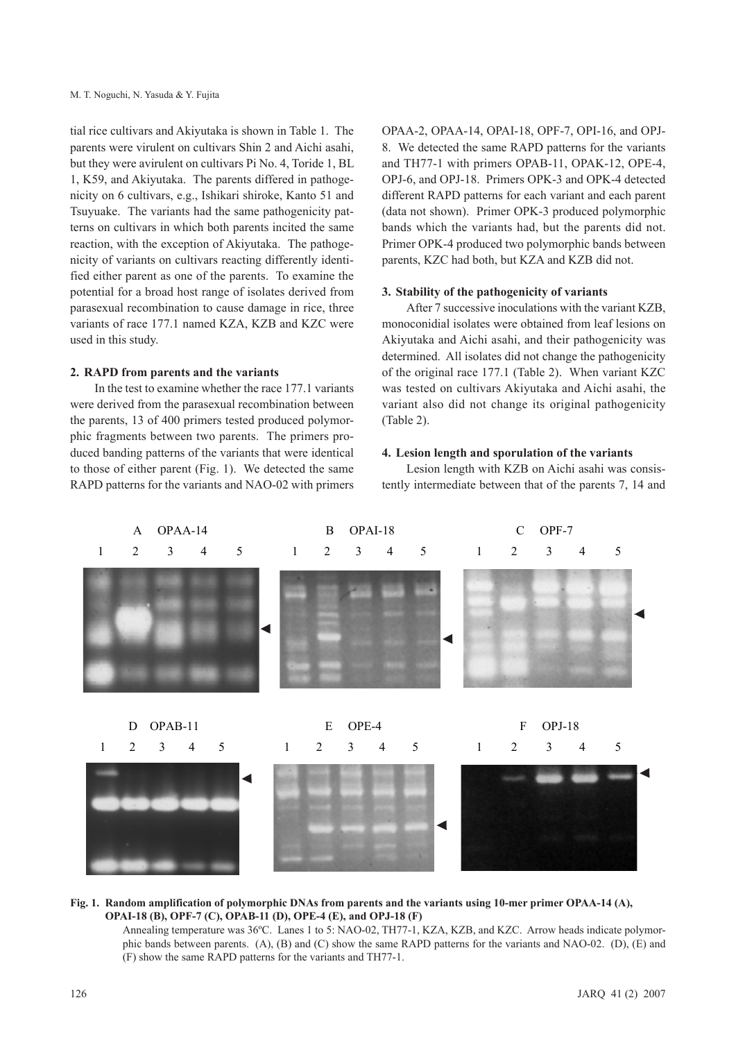tial rice cultivars and Akiyutaka is shown in Table 1. The parents were virulent on cultivars Shin 2 and Aichi asahi, but they were avirulent on cultivars Pi No. 4, Toride 1, BL 1, K59, and Akiyutaka. The parents differed in pathogenicity on 6 cultivars, e.g., Ishikari shiroke, Kanto 51 and Tsuyuake. The variants had the same pathogenicity patterns on cultivars in which both parents incited the same reaction, with the exception of Akiyutaka. The pathogenicity of variants on cultivars reacting differently identified either parent as one of the parents. To examine the potential for a broad host range of isolates derived from parasexual recombination to cause damage in rice, three variants of race 177.1 named KZA, KZB and KZC were used in this study.

### 2. RAPD from parents and the variants

In the test to examine whether the race 177.1 variants were derived from the parasexual recombination between the parents, 13 of 400 primers tested produced polymorphic fragments between two parents. The primers produced banding patterns of the variants that were identical to those of either parent (Fig. 1). We detected the same RAPD patterns for the variants and NAO-02 with primers OPAA-2, OPAA-14, OPAI-18, OPF-7, OPI-16, and OPJ-8. We detected the same RAPD patterns for the variants and TH77-1 with primers OPAB-11, OPAK-12, OPE-4, OPJ-6, and OPJ-18. Primers OPK-3 and OPK-4 detected different RAPD patterns for each variant and each parent (data not shown). Primer OPK-3 produced polymorphic bands which the variants had, but the parents did not. Primer OPK-4 produced two polymorphic bands between parents, KZC had both, but KZA and KZB did not.

### 3. Stability of the pathogenicity of variants

After 7 successive inoculations with the variant KZB, monoconidial isolates were obtained from leaf lesions on Akiyutaka and Aichi asahi, and their pathogenicity was determined. All isolates did not change the pathogenicity of the original race 177.1 (Table 2). When variant KZC was tested on cultivars Akiyutaka and Aichi asahi, the variant also did not change its original pathogenicity (Table 2).

### 4. Lesion length and sporulation of the variants

Lesion length with KZB on Aichi asahi was consistently intermediate between that of the parents 7, 14 and

**Fig. 1. Random amplification of polymorphic DNAs from parents and the variants using 10-mer primer OPAA-14 (A), OPAI-18 (B), OPF-7 (C), OPAB-11 (D), OPE-4 (E), and OPJ-18 (F)**

Annealing temperature was 36ºC. Lanes 1 to 5: NAO-02, TH77-1, KZA, KZB, and KZC. Arrow heads indicate polymorphic bands between parents. (A), (B) and (C) show the same RAPD patterns for the variants and NAO-02. (D), (E) and (F) show the same RAPD patterns for the variants and TH77-1.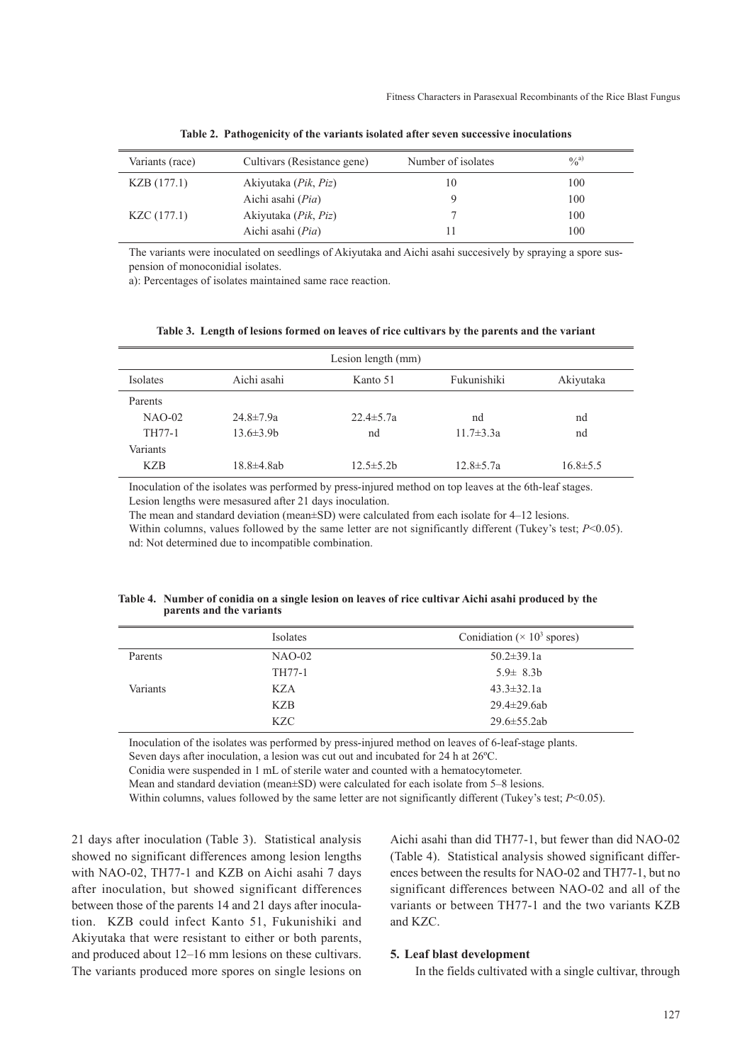**Table 2. Pathogenicity of the variants isolated after seven successive inoculations**

| Variants (race) | Cultivars (Resistance gene) | Number of isolates | %[a)] |
|---|---|---|---|
| KZB (177.1) | Akiyutaka (*Pik*, *Piz*) | 10 | 100 |
| | Aichi asahi (*Pia*) | 9 | 100 |
| KZC (177.1) | Akiyutaka (*Pik*, *Piz*) | 7 | 100 |
| | Aichi asahi (*Pia*) | 11 | 100 |

The variants were inoculated on seedlings of Akiyutaka and Aichi asahi succesively by spraying a spore suspension of monoconidial isolates.

a): Percentages of isolates maintained same race reaction.

**Table 3. Length of lesions formed on leaves of rice cultivars by the parents and the variant**

| | Lesion length (mm) | | | |
|---|---|---|---|---|
| Isolates | Aichi asahi | Kanto 51 | Fukunishiki | Akiyutaka |
| Parents | | | | |
| NAO-02 | 24.8±7.9a | 22.4±5.7a | nd | nd |
| TH77-1 | 13.6±3.9b | nd | 11.7±3.3a | nd |
| Variants | | | | |
| KZB | 18.8±4.8ab | 12.5±5.2b | 12.8±5.7a | 16.8±5.5 |

Inoculation of the isolates was performed by press-injured method on top leaves at the 6th-leaf stages.
Lesion lengths were mesasured after 21 days inoculation.
The mean and standard deviation (mean±SD) were calculated from each isolate for 4–12 lesions.
Within columns, values followed by the same letter are not significantly different (Tukey's test; $P<0.05$).
nd: Not determined due to incompatible combination.

**Table 4. Number of conidia on a single lesion on leaves of rice cultivar Aichi asahi produced by the parents and the variants**

| | Isolates | Conidiation ($\times 10^3$ spores) |
|---|---|---|
| Parents | NAO-02 | 50.2±39.1a |
| | TH77-1 | 5.9± 8.3b |
| Variants | KZA | 43.3±32.1a |
| | KZB | 29.4±29.6ab |
| | KZC | 29.6±55.2ab |

Inoculation of the isolates was performed by press-injured method on leaves of 6-leaf-stage plants.
Seven days after inoculation, a lesion was cut out and incubated for 24 h at 26ºC.
Conidia were suspended in 1 mL of sterile water and counted with a hematocytometer.
Mean and standard deviation (mean±SD) were calculated for each isolate from 5–8 lesions.
Within columns, values followed by the same letter are not significantly different (Tukey's test; $P<0.05$).

21 days after inoculation (Table 3). Statistical analysis showed no significant differences among lesion lengths with NAO-02, TH77-1 and KZB on Aichi asahi 7 days after inoculation, but showed significant differences between those of the parents 14 and 21 days after inoculation. KZB could infect Kanto 51, Fukunishiki and Akiyutaka that were resistant to either or both parents, and produced about 12–16 mm lesions on these cultivars. The variants produced more spores on single lesions on Aichi asahi than did TH77-1, but fewer than did NAO-02 (Table 4). Statistical analysis showed significant differences between the results for NAO-02 and TH77-1, but no significant differences between NAO-02 and all of the variants or between TH77-1 and the two variants KZB and KZC.

### 5. Leaf blast development

In the fields cultivated with a single cultivar, through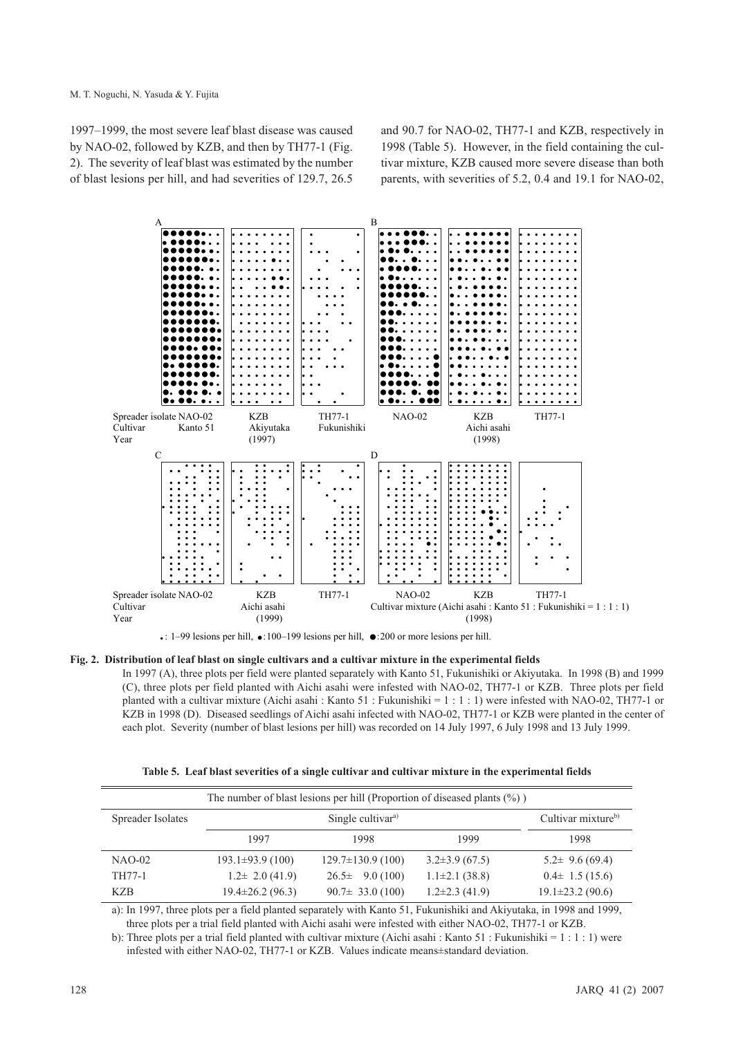1997–1999, the most severe leaf blast disease was caused by NAO-02, followed by KZB, and then by TH77-1 (Fig. 2). The severity of leaf blast was estimated by the number of blast lesions per hill, and had severities of 129.7, 26.5 and 90.7 for NAO-02, TH77-1 and KZB, respectively in 1998 (Table 5). However, in the field containing the cultivar mixture, KZB caused more severe disease than both parents, with severities of 5.2, 0.4 and 19.1 for NAO-02,

**Fig. 2. Distribution of leaf blast on single cultivars and a cultivar mixture in the experimental fields**

In 1997 (A), three plots per field were planted separately with Kanto 51, Fukunishiki or Akiyutaka. In 1998 (B) and 1999 (C), three plots per field planted with Aichi asahi were infested with NAO-02, TH77-1 or KZB. Three plots per field planted with a cultivar mixture (Aichi asahi : Kanto 51 : Fukunishiki = 1 : 1 : 1) were infested with NAO-02, TH77-1 or KZB in 1998 (D). Diseased seedlings of Aichi asahi infected with NAO-02, TH77-1 or KZB were planted in the center of each plot. Severity (number of blast lesions per hill) was recorded on 14 July 1997, 6 July 1998 and 13 July 1999.

**Table 5. Leaf blast severities of a single cultivar and cultivar mixture in the experimental fields**

| The number of blast lesions per hill (Proportion of diseased plants (%)) | | | | |
|---|---|---|---|---|
| Spreader Isolates | Single cultivar[a)] | | | Cultivar mixture[b)] |
| | 1997 | 1998 | 1999 | 1998 |
| NAO-02 | 193.1±93.9 (100) | 129.7±130.9 (100) | 3.2±3.9 (67.5) | 5.2± 9.6 (69.4) |
| TH77-1 | 1.2± 2.0 (41.9) | 26.5± 9.0 (100) | 1.1±2.1 (38.8) | 0.4± 1.5 (15.6) |
| KZB | 19.4±26.2 (96.3) | 90.7± 33.0 (100) | 1.2±2.3 (41.9) | 19.1±23.2 (90.6) |

a): In 1997, three plots per a field planted separately with Kanto 51, Fukunishiki and Akiyutaka, in 1998 and 1999, three plots per a trial field planted with Aichi asahi were infested with either NAO-02, TH77-1 or KZB.

b): Three plots per a trial field planted with cultivar mixture (Aichi asahi : Kanto 51 : Fukunishiki = 1 : 1 : 1) were infested with either NAO-02, TH77-1 or KZB. Values indicate means±standard deviation.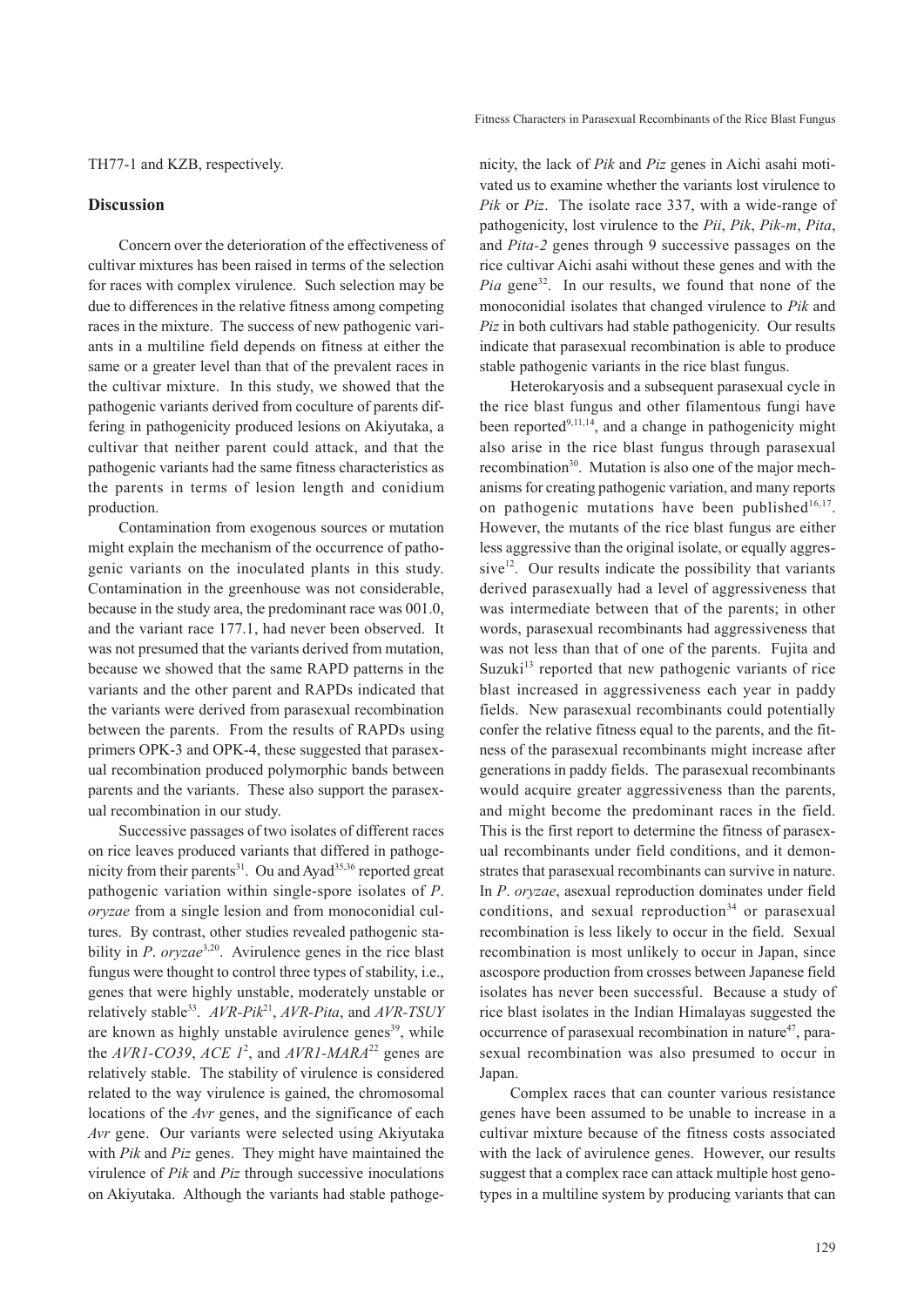TH77-1 and KZB, respectively.

## Discussion

Concern over the deterioration of the effectiveness of cultivar mixtures has been raised in terms of the selection for races with complex virulence. Such selection may be due to differences in the relative fitness among competing races in the mixture. The success of new pathogenic variants in a multiline field depends on fitness at either the same or a greater level than that of the prevalent races in the cultivar mixture. In this study, we showed that the pathogenic variants derived from coculture of parents differing in pathogenicity produced lesions on Akiyutaka, a cultivar that neither parent could attack, and that the pathogenic variants had the same fitness characteristics as the parents in terms of lesion length and conidium production.

Contamination from exogenous sources or mutation might explain the mechanism of the occurrence of pathogenic variants on the inoculated plants in this study. Contamination in the greenhouse was not considerable, because in the study area, the predominant race was 001.0, and the variant race 177.1, had never been observed. It was not presumed that the variants derived from mutation, because we showed that the same RAPD patterns in the variants and the other parent and RAPDs indicated that the variants were derived from parasexual recombination between the parents. From the results of RAPDs using primers OPK-3 and OPK-4, these suggested that parasexual recombination produced polymorphic bands between parents and the variants. These also support the parasexual recombination in our study.

Successive passages of two isolates of different races on rice leaves produced variants that differed in pathogenicity from their parents[31]. Ou and Ayad[35,36] reported great pathogenic variation within single-spore isolates of *P. oryzae* from a single lesion and from monoconidial cultures. By contrast, other studies revealed pathogenic stability in *P. oryzae*[3,20]. Avirulence genes in the rice blast fungus were thought to control three types of stability, i.e., genes that were highly unstable, moderately unstable or relatively stable[33]. *AVR-Pik*[21], *AVR-Pita*, and *AVR-TSUY* are known as highly unstable avirulence genes[39], while the *AVR1-CO39*, *ACE 1*[2], and *AVR1-MARA*[22] genes are relatively stable. The stability of virulence is considered related to the way virulence is gained, the chromosomal locations of the *Avr* genes, and the significance of each *Avr* gene. Our variants were selected using Akiyutaka with *Pik* and *Piz* genes. They might have maintained the virulence of *Pik* and *Piz* through successive inoculations on Akiyutaka. Although the variants had stable pathogenicity, the lack of *Pik* and *Piz* genes in Aichi asahi motivated us to examine whether the variants lost virulence to *Pik* or *Piz*. The isolate race 337, with a wide-range of pathogenicity, lost virulence to the *Pii*, *Pik*, *Pik-m*, *Pita*, and *Pita-2* genes through 9 successive passages on the rice cultivar Aichi asahi without these genes and with the *Pia* gene[32]. In our results, we found that none of the monoconidial isolates that changed virulence to *Pik* and *Piz* in both cultivars had stable pathogenicity. Our results indicate that parasexual recombination is able to produce stable pathogenic variants in the rice blast fungus.

Heterokaryosis and a subsequent parasexual cycle in the rice blast fungus and other filamentous fungi have been reported[9,11,14], and a change in pathogenicity might also arise in the rice blast fungus through parasexual recombination[30]. Mutation is also one of the major mechanisms for creating pathogenic variation, and many reports on pathogenic mutations have been published[16,17]. However, the mutants of the rice blast fungus are either less aggressive than the original isolate, or equally aggressive[12]. Our results indicate the possibility that variants derived parasexually had a level of aggressiveness that was intermediate between that of the parents; in other words, parasexual recombinants had aggressiveness that was not less than that of one of the parents. Fujita and Suzuki[13] reported that new pathogenic variants of rice blast increased in aggressiveness each year in paddy fields. New parasexual recombinants could potentially confer the relative fitness equal to the parents, and the fitness of the parasexual recombinants might increase after generations in paddy fields. The parasexual recombinants would acquire greater aggressiveness than the parents, and might become the predominant races in the field. This is the first report to determine the fitness of parasexual recombinants under field conditions, and it demonstrates that parasexual recombinants can survive in nature. In *P. oryzae*, asexual reproduction dominates under field conditions, and sexual reproduction[34] or parasexual recombination is less likely to occur in the field. Sexual recombination is most unlikely to occur in Japan, since ascospore production from crosses between Japanese field isolates has never been successful. Because a study of rice blast isolates in the Indian Himalayas suggested the occurrence of parasexual recombination in nature[47], parasexual recombination was also presumed to occur in Japan.

Complex races that can counter various resistance genes have been assumed to be unable to increase in a cultivar mixture because of the fitness costs associated with the lack of avirulence genes. However, our results suggest that a complex race can attack multiple host genotypes in a multiline system by producing variants that can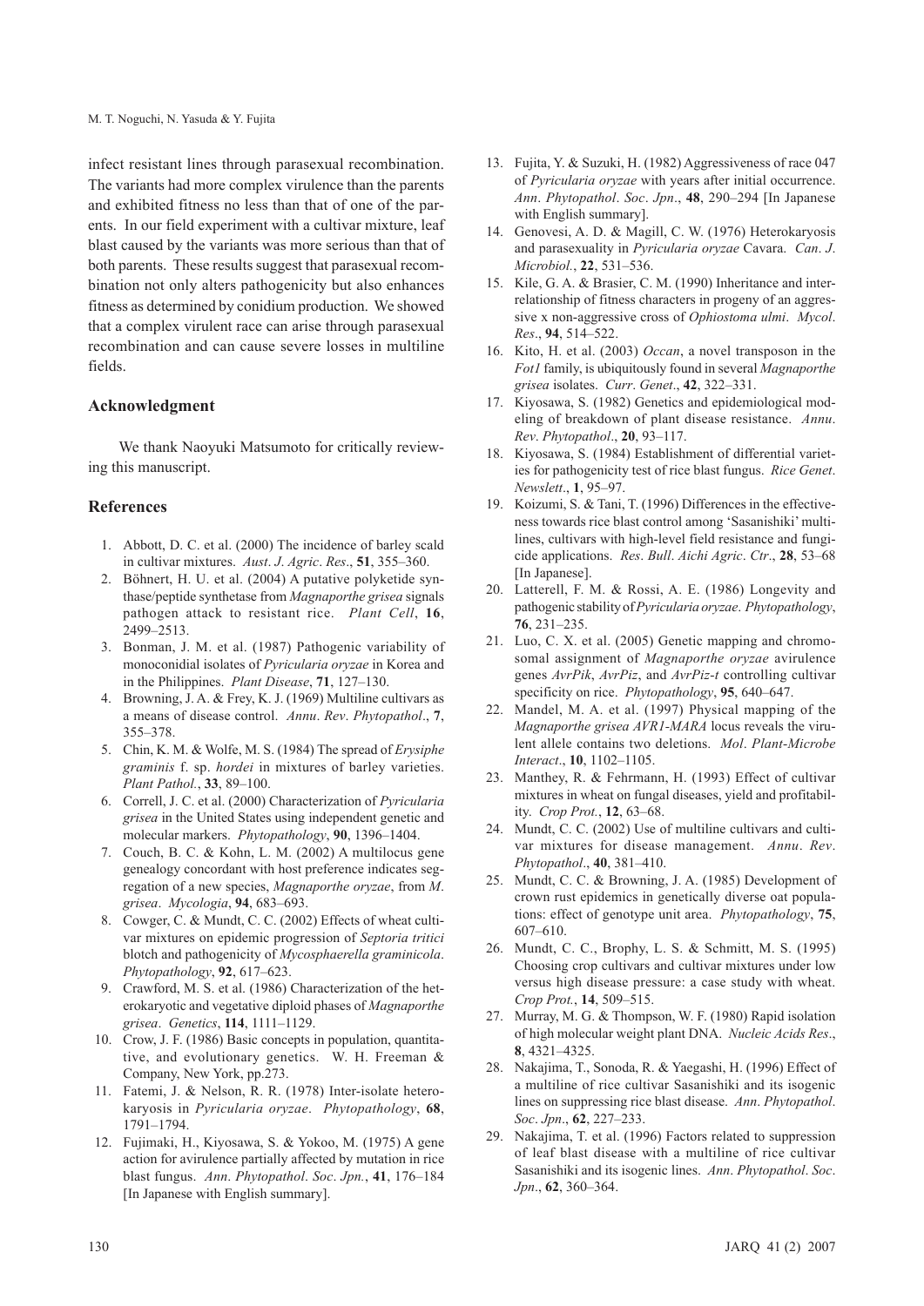infect resistant lines through parasexual recombination. The variants had more complex virulence than the parents and exhibited fitness no less than that of one of the parents. In our field experiment with a cultivar mixture, leaf blast caused by the variants was more serious than that of both parents. These results suggest that parasexual recombination not only alters pathogenicity but also enhances fitness as determined by conidium production. We showed that a complex virulent race can arise through parasexual recombination and can cause severe losses in multiline fields.

## Acknowledgment

We thank Naoyuki Matsumoto for critically reviewing this manuscript.

## References

1. Abbott, D. C. et al. (2000) The incidence of barley scald in cultivar mixtures. *Aust. J. Agric. Res.*, **51**, 355–360.
2. Böhnert, H. U. et al. (2004) A putative polyketide synthase/peptide synthetase from *Magnaporthe grisea* signals pathogen attack to resistant rice. *Plant Cell*, **16**, 2499–2513.
3. Bonman, J. M. et al. (1987) Pathogenic variability of monoconidial isolates of *Pyricularia oryzae* in Korea and in the Philippines. *Plant Disease*, **71**, 127–130.
4. Browning, J. A. & Frey, K. J. (1969) Multiline cultivars as a means of disease control. *Annu. Rev. Phytopathol.*, **7**, 355–378.
5. Chin, K. M. & Wolfe, M. S. (1984) The spread of *Erysiphe graminis* f. sp. *hordei* in mixtures of barley varieties. *Plant Pathol.*, **33**, 89–100.
6. Correll, J. C. et al. (2000) Characterization of *Pyricularia grisea* in the United States using independent genetic and molecular markers. *Phytopathology*, **90**, 1396–1404.
7. Couch, B. C. & Kohn, L. M. (2002) A multilocus gene genealogy concordant with host preference indicates segregation of a new species, *Magnaporthe oryzae*, from *M. grisea*. *Mycologia*, **94**, 683–693.
8. Cowger, C. & Mundt, C. C. (2002) Effects of wheat cultivar mixtures on epidemic progression of *Septoria tritici* blotch and pathogenicity of *Mycosphaerella graminicola*. *Phytopathology*, **92**, 617–623.
9. Crawford, M. S. et al. (1986) Characterization of the heterokaryotic and vegetative diploid phases of *Magnaporthe grisea*. *Genetics*, **114**, 1111–1129.
10. Crow, J. F. (1986) Basic concepts in population, quantitative, and evolutionary genetics. W. H. Freeman & Company, New York, pp.273.
11. Fatemi, J. & Nelson, R. R. (1978) Inter-isolate heterokaryosis in *Pyricularia oryzae*. *Phytopathology*, **68**, 1791–1794.
12. Fujimaki, H., Kiyosawa, S. & Yokoo, M. (1975) A gene action for avirulence partially affected by mutation in rice blast fungus. *Ann. Phytopathol. Soc. Jpn.*, **41**, 176–184 [In Japanese with English summary].
13. Fujita, Y. & Suzuki, H. (1982) Aggressiveness of race 047 of *Pyricularia oryzae* with years after initial occurrence. *Ann. Phytopathol. Soc. Jpn.*, **48**, 290–294 [In Japanese with English summary].
14. Genovesi, A. D. & Magill, C. W. (1976) Heterokaryosis and parasexuality in *Pyricularia oryzae* Cavara. *Can. J. Microbiol.*, **22**, 531–536.
15. Kile, G. A. & Brasier, C. M. (1990) Inheritance and interrelationship of fitness characters in progeny of an aggressive x non-aggressive cross of *Ophiostoma ulmi*. *Mycol. Res.*, **94**, 514–522.
16. Kito, H. et al. (2003) *Occan*, a novel transposon in the *Fot1* family, is ubiquitously found in several *Magnaporthe grisea* isolates. *Curr. Genet.*, **42**, 322–331.
17. Kiyosawa, S. (1982) Genetics and epidemiological modeling of breakdown of plant disease resistance. *Annu. Rev. Phytopathol.*, **20**, 93–117.
18. Kiyosawa, S. (1984) Establishment of differential varieties for pathogenicity test of rice blast fungus. *Rice Genet. Newslett.*, **1**, 95–97.
19. Koizumi, S. & Tani, T. (1996) Differences in the effectiveness towards rice blast control among 'Sasanishiki' multilines, cultivars with high-level field resistance and fungicide applications. *Res. Bull. Aichi Agric. Ctr.*, **28**, 53–68 [In Japanese].
20. Latterell, F. M. & Rossi, A. E. (1986) Longevity and pathogenic stability of *Pyricularia oryzae*. *Phytopathology*, **76**, 231–235.
21. Luo, C. X. et al. (2005) Genetic mapping and chromosomal assignment of *Magnaporthe oryzae* avirulence genes *AvrPik*, *AvrPiz*, and *AvrPiz-t* controlling cultivar specificity on rice. *Phytopathology*, **95**, 640–647.
22. Mandel, M. A. et al. (1997) Physical mapping of the *Magnaporthe grisea AVR1-MARA* locus reveals the virulent allele contains two deletions. *Mol. Plant-Microbe Interact.*, **10**, 1102–1105.
23. Manthey, R. & Fehrmann, H. (1993) Effect of cultivar mixtures in wheat on fungal diseases, yield and profitability. *Crop Prot.*, **12**, 63–68.
24. Mundt, C. C. (2002) Use of multiline cultivars and cultivar mixtures for disease management. *Annu. Rev. Phytopathol.*, **40**, 381–410.
25. Mundt, C. C. & Browning, J. A. (1985) Development of crown rust epidemics in genetically diverse oat populations: effect of genotype unit area. *Phytopathology*, **75**, 607–610.
26. Mundt, C. C., Brophy, L. S. & Schmitt, M. S. (1995) Choosing crop cultivars and cultivar mixtures under low versus high disease pressure: a case study with wheat. *Crop Prot.*, **14**, 509–515.
27. Murray, M. G. & Thompson, W. F. (1980) Rapid isolation of high molecular weight plant DNA. *Nucleic Acids Res.*, **8**, 4321–4325.
28. Nakajima, T., Sonoda, R. & Yaegashi, H. (1996) Effect of a multiline of rice cultivar Sasanishiki and its isogenic lines on suppressing rice blast disease. *Ann. Phytopathol. Soc. Jpn.*, **62**, 227–233.
29. Nakajima, T. et al. (1996) Factors related to suppression of leaf blast disease with a multiline of rice cultivar Sasanishiki and its isogenic lines. *Ann. Phytopathol. Soc. Jpn.*, **62**, 360–364.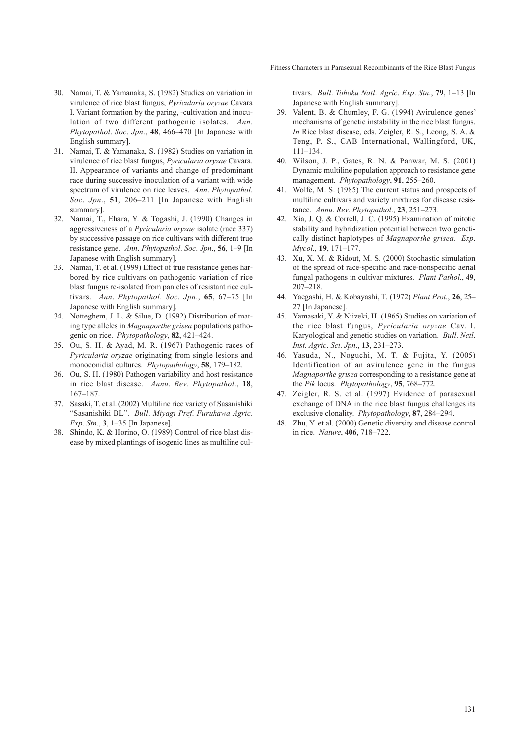30. Namai, T. & Yamanaka, S. (1982) Studies on variation in virulence of rice blast fungus, *Pyricularia oryzae* Cavara I. Variant formation by the paring, -cultivation and inoculation of two different pathogenic isolates. *Ann. Phytopathol. Soc. Jpn.*, **48**, 466–470 [In Japanese with English summary].
31. Namai, T. & Yamanaka, S. (1982) Studies on variation in virulence of rice blast fungus, *Pyricularia oryzae* Cavara. II. Appearance of variants and change of predominant race during successive inoculation of a variant with wide spectrum of virulence on rice leaves. *Ann. Phytopathol. Soc. Jpn.*, **51**, 206–211 [In Japanese with English summary].
32. Namai, T., Ehara, Y. & Togashi, J. (1990) Changes in aggressiveness of a *Pyricularia oryzae* isolate (race 337) by successive passage on rice cultivars with different true resistance gene. *Ann. Phytopathol. Soc. Jpn.*, **56**, 1–9 [In Japanese with English summary].
33. Namai, T. et al. (1999) Effect of true resistance genes harbored by rice cultivars on pathogenic variation of rice blast fungus re-isolated from panicles of resistant rice cultivars. *Ann. Phytopathol. Soc. Jpn.*, **65**, 67–75 [In Japanese with English summary].
34. Notteghem, J. L. & Silue, D. (1992) Distribution of mating type alleles in *Magnaporthe grisea* populations pathogenic on rice. *Phytopathology*, **82**, 421–424.
35. Ou, S. H. & Ayad, M. R. (1967) Pathogenic races of *Pyricularia oryzae* originating from single lesions and monoconidial cultures. *Phytopathology*, **58**, 179–182.
36. Ou, S. H. (1980) Pathogen variability and host resistance in rice blast disease. *Annu. Rev. Phytopathol.*, **18**, 167–187.
37. Sasaki, T. et al. (2002) Multiline rice variety of Sasanishiki "Sasanishiki BL". *Bull. Miyagi Pref. Furukawa Agric. Exp. Stn.*, **3**, 1–35 [In Japanese].
38. Shindo, K. & Horino, O. (1989) Control of rice blast disease by mixed plantings of isogenic lines as multiline cultivars. *Bull. Tohoku Natl. Agric. Exp. Stn.*, **79**, 1–13 [In Japanese with English summary].
39. Valent, B. & Chumley, F. G. (1994) Avirulence genes' mechanisms of genetic instability in the rice blast fungus. *In* Rice blast disease, eds. Zeigler, R. S., Leong, S. A. & Teng, P. S., CAB International, Wallingford, UK, 111–134.
40. Wilson, J. P., Gates, R. N. & Panwar, M. S. (2001) Dynamic multiline population approach to resistance gene management. *Phytopathology*, **91**, 255–260.
41. Wolfe, M. S. (1985) The current status and prospects of multiline cultivars and variety mixtures for disease resistance. *Annu. Rev. Phytopathol.*, **23**, 251–273.
42. Xia, J. Q. & Correll, J. C. (1995) Examination of mitotic stability and hybridization potential between two genetically distinct haplotypes of *Magnaporthe grisea*. *Exp. Mycol.*, **19**, 171–177.
43. Xu, X. M. & Ridout, M. S. (2000) Stochastic simulation of the spread of race-specific and race-nonspecific aerial fungal pathogens in cultivar mixtures. *Plant Pathol.*, **49**, 207–218.
44. Yaegashi, H. & Kobayashi, T. (1972) *Plant Prot.*, **26**, 25–27 [In Japanese].
45. Yamasaki, Y. & Niizeki, H. (1965) Studies on variation of the rice blast fungus, *Pyricularia oryzae* Cav. I. Karyological and genetic studies on variation. *Bull. Natl. Inst. Agric. Sci. Jpn.*, **13**, 231–273.
46. Yasuda, N., Noguchi, M. T. & Fujita, Y. (2005) Identification of an avirulence gene in the fungus *Magnaporthe grisea* corresponding to a resistance gene at the *Pik* locus. *Phytopathology*, **95**, 768–772.
47. Zeigler, R. S. et al. (1997) Evidence of parasexual exchange of DNA in the rice blast fungus challenges its exclusive clonality. *Phytopathology*, **87**, 284–294.
48. Zhu, Y. et al. (2000) Genetic diversity and disease control in rice. *Nature*, **406**, 718–722.